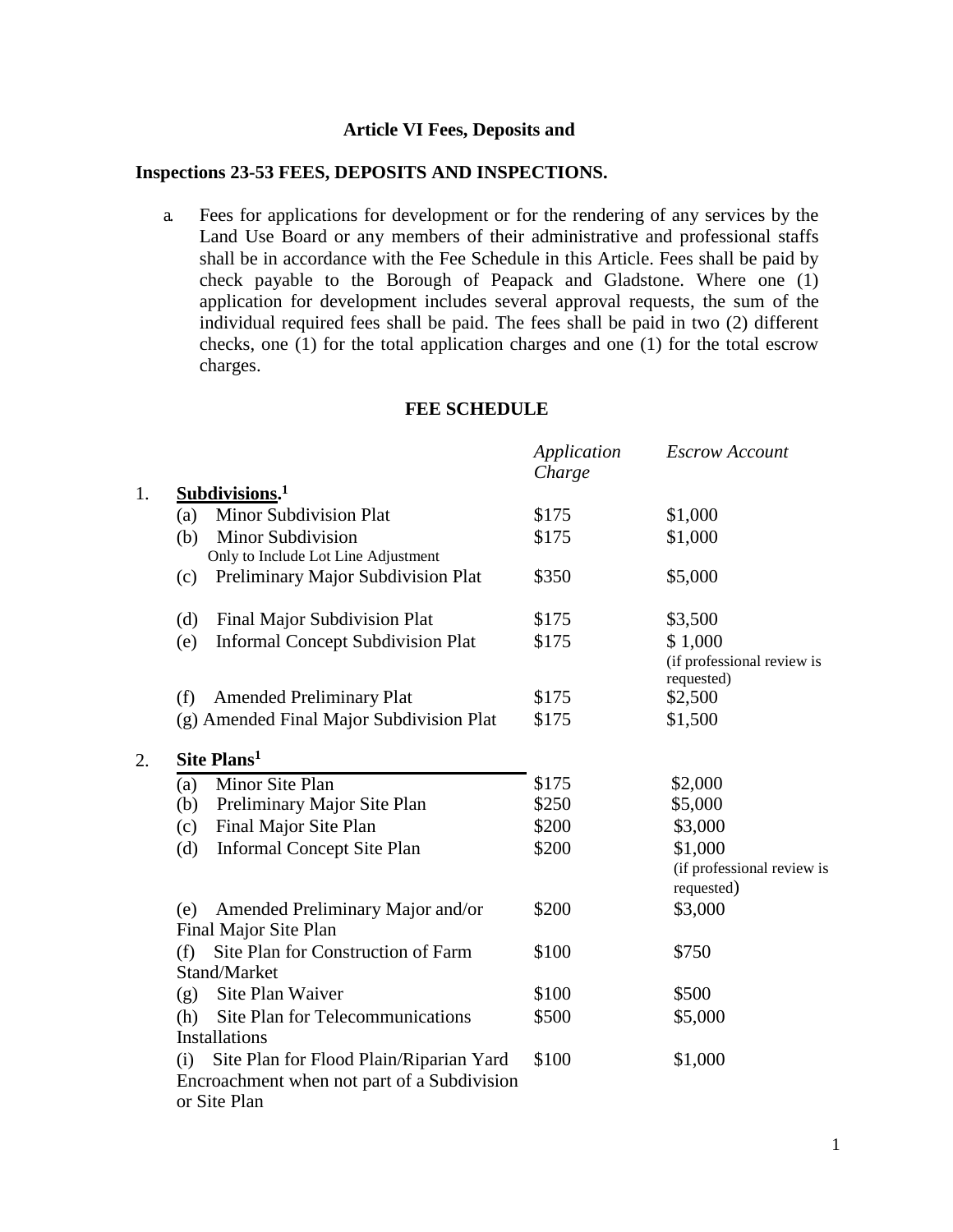**Article VI Fees, Deposits and**

**Inspections 23-53 FEES, DEPOSITS AND INSPECTIONS.**

a. Fees for applications for development or for the rendering of any services by the Land Use Board or any members of their administrative and professional staffs shall be in accordance with the Fee Schedule in this Article. Fees shall be paid by check payable to the Borough of Peapack and Gladstone. Where one (1) application for development includes several approval requests, the sum of the individual required fees shall be paid. The fees shall be paid in two (2) different checks, one (1) for the total application charges and one (1) for the total escrow charges.

**FEE SCHEDULE**

| | | *Application Charge* | *Escrow Account* |
|---|---|---|---|
| 1. | **Subdivisions.**[1] | | |
| | (a) Minor Subdivision Plat | $175 | $1,000 |
| | (b) Minor Subdivision Only to Include Lot Line Adjustment | $175 | $1,000 |
| | (c) Preliminary Major Subdivision Plat | $350 | $5,000 |
| | (d) Final Major Subdivision Plat | $175 | $3,500 |
| | (e) Informal Concept Subdivision Plat | $175 | $ 1,000 (if professional review is requested) |
| | (f) Amended Preliminary Plat | $175 | $2,500 |
| | (g) Amended Final Major Subdivision Plat | $175 | $1,500 |
| 2. | **Site Plans**[1] | | |
| | (a) Minor Site Plan | $175 | $2,000 |
| | (b) Preliminary Major Site Plan | $250 | $5,000 |
| | (c) Final Major Site Plan | $200 | $3,000 |
| | (d) Informal Concept Site Plan | $200 | $1,000 (if professional review is requested) |
| | (e) Amended Preliminary Major and/or Final Major Site Plan | $200 | $3,000 |
| | (f) Site Plan for Construction of Farm Stand/Market | $100 | $750 |
| | (g) Site Plan Waiver | $100 | $500 |
| | (h) Site Plan for Telecommunications Installations | $500 | $5,000 |
| | (i) Site Plan for Flood Plain/Riparian Yard Encroachment when not part of a Subdivision or Site Plan | $100 | $1,000 |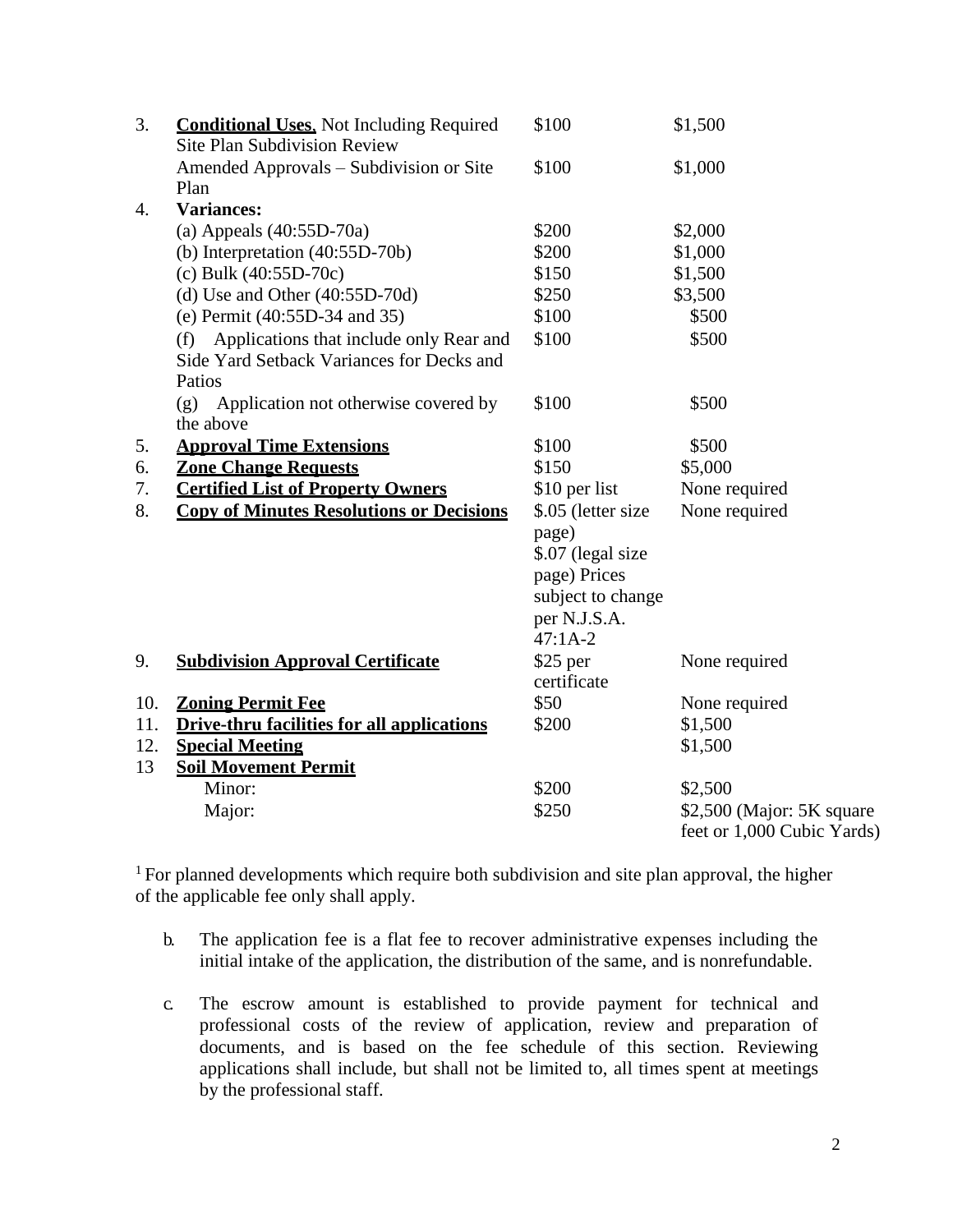| | | | |
|---|---|---|---|
| 3. | **Conditional Uses**, Not Including Required Site Plan Subdivision Review | $100 | $1,500 |
| | Amended Approvals – Subdivision or Site Plan | $100 | $1,000 |
| 4. | **Variances:** | | |
| | (a) Appeals (40:55D-70a) | $200 | $2,000 |
| | (b) Interpretation (40:55D-70b) | $200 | $1,000 |
| | (c) Bulk (40:55D-70c) | $150 | $1,500 |
| | (d) Use and Other (40:55D-70d) | $250 | $3,500 |
| | (e) Permit (40:55D-34 and 35) | $100 | $500 |
| | (f) Applications that include only Rear and Side Yard Setback Variances for Decks and Patios | $100 | $500 |
| | (g) Application not otherwise covered by the above | $100 | $500 |
| 5. | **Approval Time Extensions** | $100 | $500 |
| 6. | **Zone Change Requests** | $150 | $5,000 |
| 7. | **Certified List of Property Owners** | $10 per list | None required |
| 8. | **Copy of Minutes Resolutions or Decisions** | $.05 (letter size page) $.07 (legal size page) Prices subject to change per N.J.S.A. 47:1A-2 | None required |
| 9. | **Subdivision Approval Certificate** | $25 per certificate | None required |
| 10. | **Zoning Permit Fee** | $50 | None required |
| 11. | **Drive-thru facilities for all applications** | $200 | $1,500 |
| 12. | **Special Meeting** | | $1,500 |
| 13 | **Soil Movement Permit** | | |
| | Minor: | $200 | $2,500 |
| | Major: | $250 | $2,500 (Major: 5K square feet or 1,000 Cubic Yards) |

[1] For planned developments which require both subdivision and site plan approval, the higher of the applicable fee only shall apply.

b. The application fee is a flat fee to recover administrative expenses including the initial intake of the application, the distribution of the same, and is nonrefundable.

c. The escrow amount is established to provide payment for technical and professional costs of the review of application, review and preparation of documents, and is based on the fee schedule of this section. Reviewing applications shall include, but shall not be limited to, all times spent at meetings by the professional staff.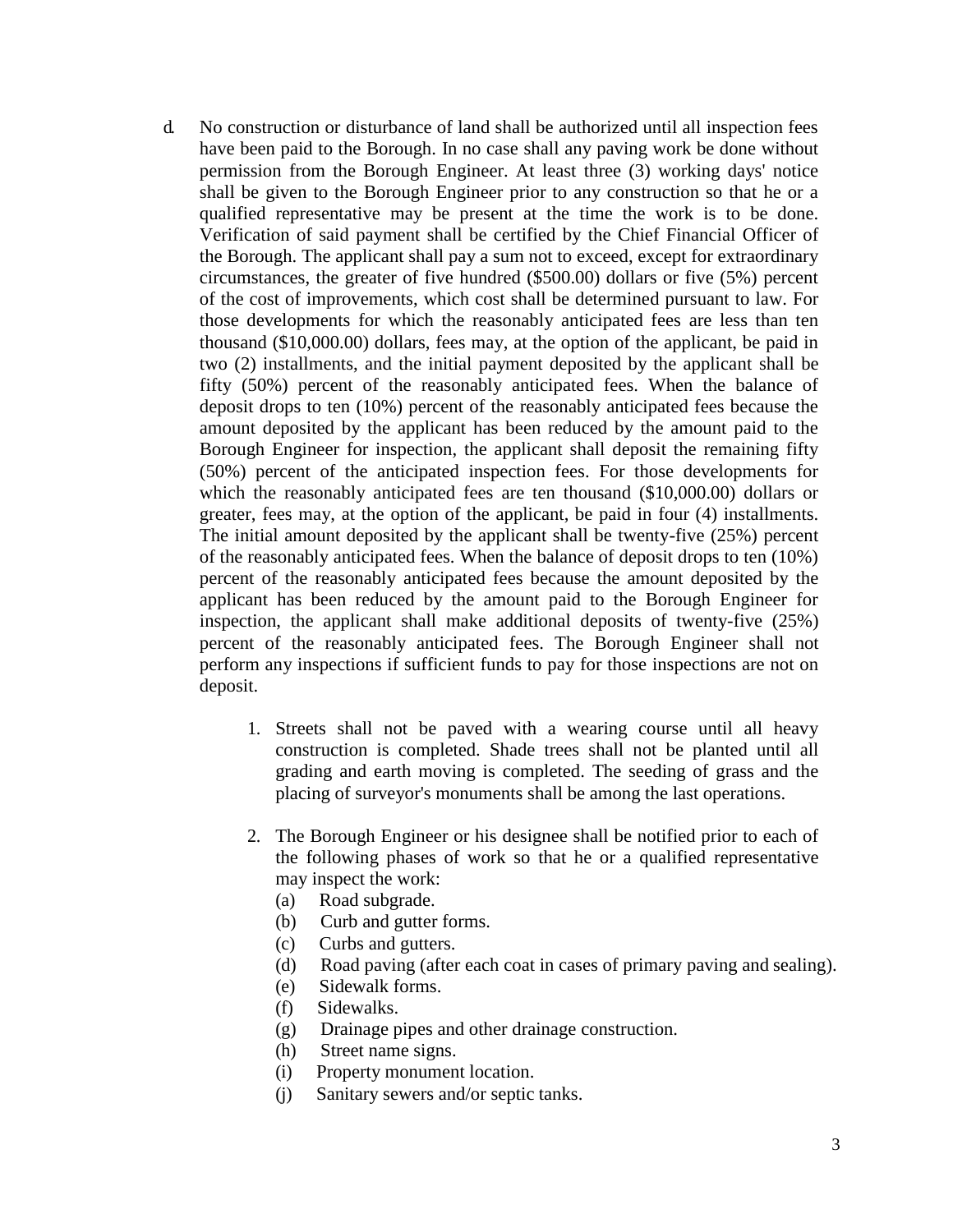d. No construction or disturbance of land shall be authorized until all inspection fees have been paid to the Borough. In no case shall any paving work be done without permission from the Borough Engineer. At least three (3) working days' notice shall be given to the Borough Engineer prior to any construction so that he or a qualified representative may be present at the time the work is to be done. Verification of said payment shall be certified by the Chief Financial Officer of the Borough. The applicant shall pay a sum not to exceed, except for extraordinary circumstances, the greater of five hundred ($500.00) dollars or five (5%) percent of the cost of improvements, which cost shall be determined pursuant to law. For those developments for which the reasonably anticipated fees are less than ten thousand ($10,000.00) dollars, fees may, at the option of the applicant, be paid in two (2) installments, and the initial payment deposited by the applicant shall be fifty (50%) percent of the reasonably anticipated fees. When the balance of deposit drops to ten (10%) percent of the reasonably anticipated fees because the amount deposited by the applicant has been reduced by the amount paid to the Borough Engineer for inspection, the applicant shall deposit the remaining fifty (50%) percent of the anticipated inspection fees. For those developments for which the reasonably anticipated fees are ten thousand ($10,000.00) dollars or greater, fees may, at the option of the applicant, be paid in four (4) installments. The initial amount deposited by the applicant shall be twenty-five (25%) percent of the reasonably anticipated fees. When the balance of deposit drops to ten (10%) percent of the reasonably anticipated fees because the amount deposited by the applicant has been reduced by the amount paid to the Borough Engineer for inspection, the applicant shall make additional deposits of twenty-five (25%) percent of the reasonably anticipated fees. The Borough Engineer shall not perform any inspections if sufficient funds to pay for those inspections are not on deposit.

1. Streets shall not be paved with a wearing course until all heavy construction is completed. Shade trees shall not be planted until all grading and earth moving is completed. The seeding of grass and the placing of surveyor's monuments shall be among the last operations.

2. The Borough Engineer or his designee shall be notified prior to each of the following phases of work so that he or a qualified representative may inspect the work:
   - (a) Road subgrade.
   - (b) Curb and gutter forms.
   - (c) Curbs and gutters.
   - (d) Road paving (after each coat in cases of primary paving and sealing).
   - (e) Sidewalk forms.
   - (f) Sidewalks.
   - (g) Drainage pipes and other drainage construction.
   - (h) Street name signs.
   - (i) Property monument location.
   - (j) Sanitary sewers and/or septic tanks.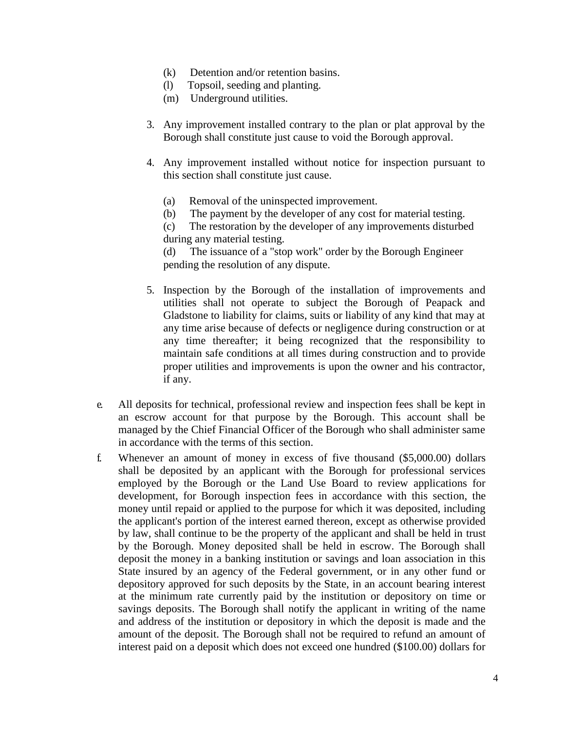(k) Detention and/or retention basins.
(l) Topsoil, seeding and planting.
(m) Underground utilities.

3. Any improvement installed contrary to the plan or plat approval by the Borough shall constitute just cause to void the Borough approval.

4. Any improvement installed without notice for inspection pursuant to this section shall constitute just cause.

   (a) Removal of the uninspected improvement.
   (b) The payment by the developer of any cost for material testing.
   (c) The restoration by the developer of any improvements disturbed during any material testing.
   (d) The issuance of a "stop work" order by the Borough Engineer pending the resolution of any dispute.

5. Inspection by the Borough of the installation of improvements and utilities shall not operate to subject the Borough of Peapack and Gladstone to liability for claims, suits or liability of any kind that may at any time arise because of defects or negligence during construction or at any time thereafter; it being recognized that the responsibility to maintain safe conditions at all times during construction and to provide proper utilities and improvements is upon the owner and his contractor, if any.

e. All deposits for technical, professional review and inspection fees shall be kept in an escrow account for that purpose by the Borough. This account shall be managed by the Chief Financial Officer of the Borough who shall administer same in accordance with the terms of this section.

f. Whenever an amount of money in excess of five thousand ($5,000.00) dollars shall be deposited by an applicant with the Borough for professional services employed by the Borough or the Land Use Board to review applications for development, for Borough inspection fees in accordance with this section, the money until repaid or applied to the purpose for which it was deposited, including the applicant's portion of the interest earned thereon, except as otherwise provided by law, shall continue to be the property of the applicant and shall be held in trust by the Borough. Money deposited shall be held in escrow. The Borough shall deposit the money in a banking institution or savings and loan association in this State insured by an agency of the Federal government, or in any other fund or depository approved for such deposits by the State, in an account bearing interest at the minimum rate currently paid by the institution or depository on time or savings deposits. The Borough shall notify the applicant in writing of the name and address of the institution or depository in which the deposit is made and the amount of the deposit. The Borough shall not be required to refund an amount of interest paid on a deposit which does not exceed one hundred ($100.00) dollars for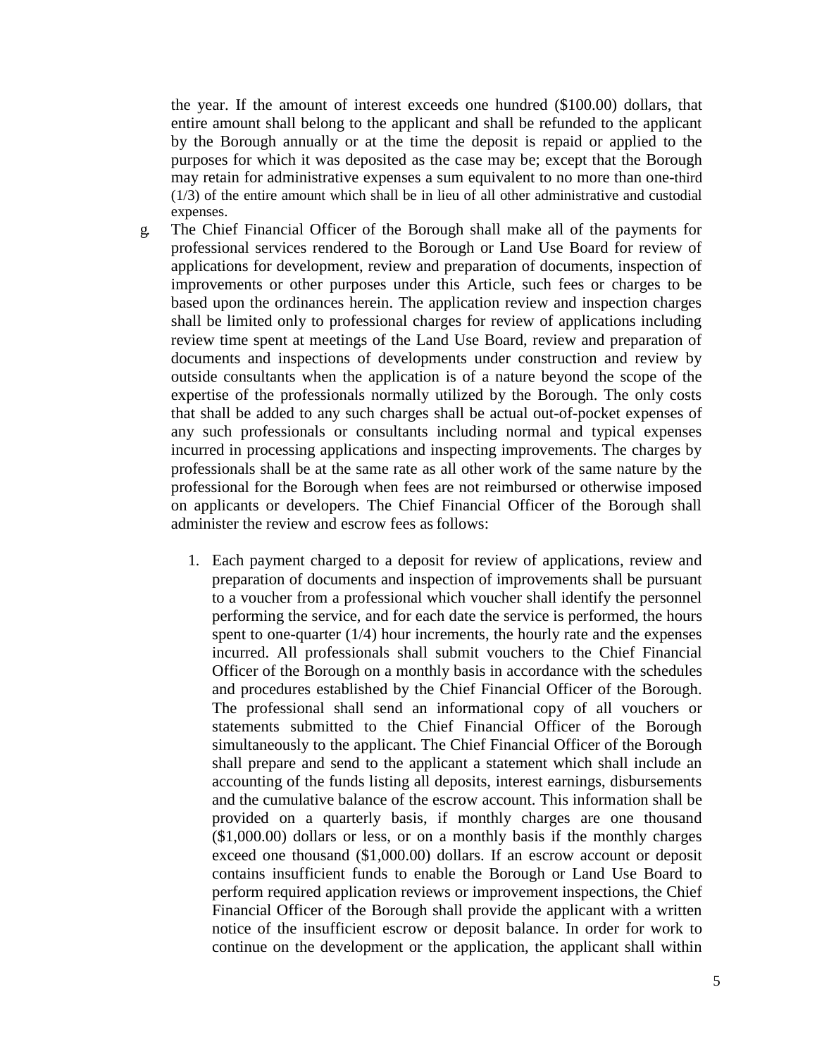the year. If the amount of interest exceeds one hundred ($100.00) dollars, that entire amount shall belong to the applicant and shall be refunded to the applicant by the Borough annually or at the time the deposit is repaid or applied to the purposes for which it was deposited as the case may be; except that the Borough may retain for administrative expenses a sum equivalent to no more than one-third (1/3) of the entire amount which shall be in lieu of all other administrative and custodial expenses.

g. The Chief Financial Officer of the Borough shall make all of the payments for professional services rendered to the Borough or Land Use Board for review of applications for development, review and preparation of documents, inspection of improvements or other purposes under this Article, such fees or charges to be based upon the ordinances herein. The application review and inspection charges shall be limited only to professional charges for review of applications including review time spent at meetings of the Land Use Board, review and preparation of documents and inspections of developments under construction and review by outside consultants when the application is of a nature beyond the scope of the expertise of the professionals normally utilized by the Borough. The only costs that shall be added to any such charges shall be actual out-of-pocket expenses of any such professionals or consultants including normal and typical expenses incurred in processing applications and inspecting improvements. The charges by professionals shall be at the same rate as all other work of the same nature by the professional for the Borough when fees are not reimbursed or otherwise imposed on applicants or developers. The Chief Financial Officer of the Borough shall administer the review and escrow fees as follows:

    1. Each payment charged to a deposit for review of applications, review and preparation of documents and inspection of improvements shall be pursuant to a voucher from a professional which voucher shall identify the personnel performing the service, and for each date the service is performed, the hours spent to one-quarter (1/4) hour increments, the hourly rate and the expenses incurred. All professionals shall submit vouchers to the Chief Financial Officer of the Borough on a monthly basis in accordance with the schedules and procedures established by the Chief Financial Officer of the Borough. The professional shall send an informational copy of all vouchers or statements submitted to the Chief Financial Officer of the Borough simultaneously to the applicant. The Chief Financial Officer of the Borough shall prepare and send to the applicant a statement which shall include an accounting of the funds listing all deposits, interest earnings, disbursements and the cumulative balance of the escrow account. This information shall be provided on a quarterly basis, if monthly charges are one thousand ($1,000.00) dollars or less, or on a monthly basis if the monthly charges exceed one thousand ($1,000.00) dollars. If an escrow account or deposit contains insufficient funds to enable the Borough or Land Use Board to perform required application reviews or improvement inspections, the Chief Financial Officer of the Borough shall provide the applicant with a written notice of the insufficient escrow or deposit balance. In order for work to continue on the development or the application, the applicant shall within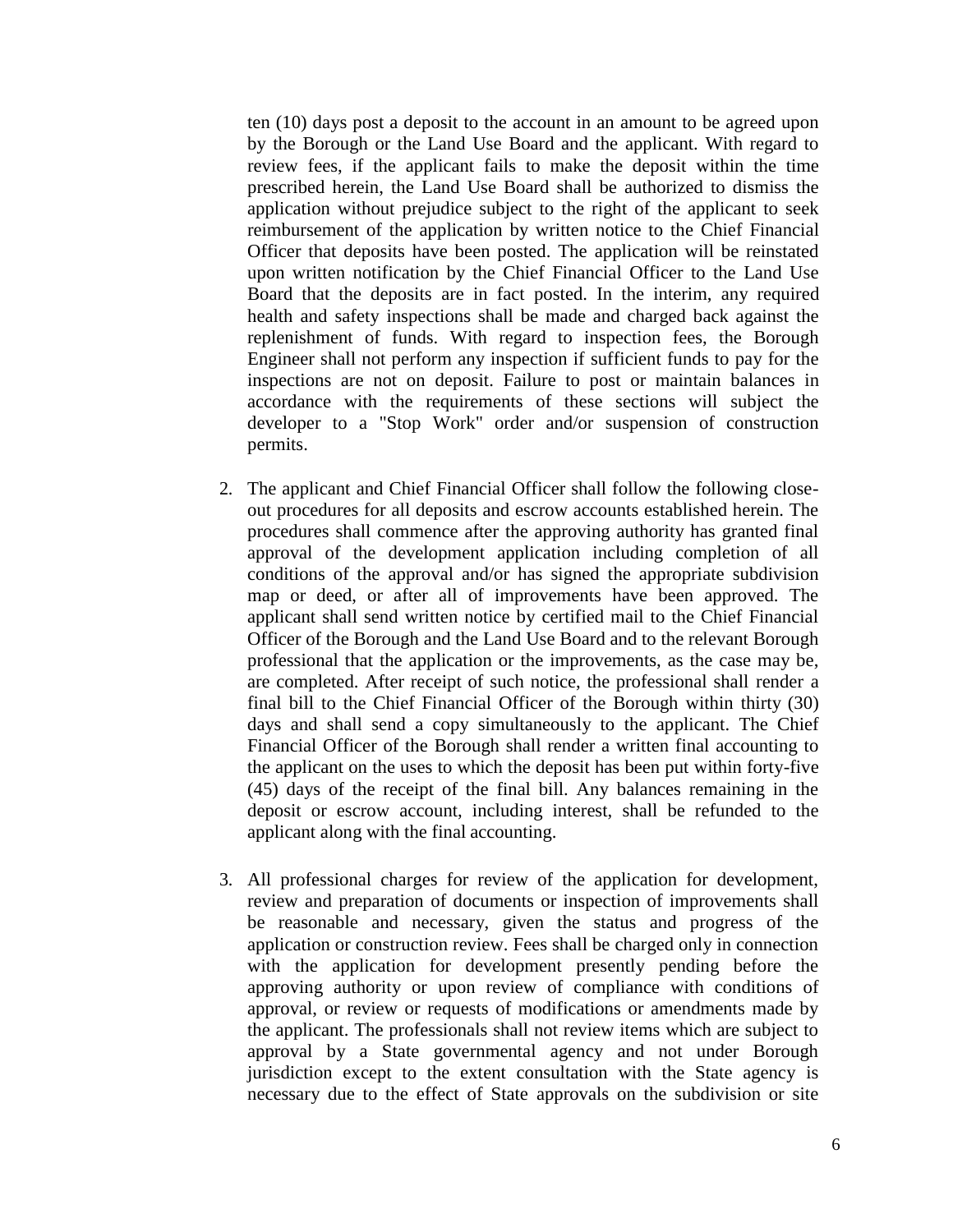ten (10) days post a deposit to the account in an amount to be agreed upon by the Borough or the Land Use Board and the applicant. With regard to review fees, if the applicant fails to make the deposit within the time prescribed herein, the Land Use Board shall be authorized to dismiss the application without prejudice subject to the right of the applicant to seek reimbursement of the application by written notice to the Chief Financial Officer that deposits have been posted. The application will be reinstated upon written notification by the Chief Financial Officer to the Land Use Board that the deposits are in fact posted. In the interim, any required health and safety inspections shall be made and charged back against the replenishment of funds. With regard to inspection fees, the Borough Engineer shall not perform any inspection if sufficient funds to pay for the inspections are not on deposit. Failure to post or maintain balances in accordance with the requirements of these sections will subject the developer to a "Stop Work" order and/or suspension of construction permits.

2. The applicant and Chief Financial Officer shall follow the following close-out procedures for all deposits and escrow accounts established herein. The procedures shall commence after the approving authority has granted final approval of the development application including completion of all conditions of the approval and/or has signed the appropriate subdivision map or deed, or after all of improvements have been approved. The applicant shall send written notice by certified mail to the Chief Financial Officer of the Borough and the Land Use Board and to the relevant Borough professional that the application or the improvements, as the case may be, are completed. After receipt of such notice, the professional shall render a final bill to the Chief Financial Officer of the Borough within thirty (30) days and shall send a copy simultaneously to the applicant. The Chief Financial Officer of the Borough shall render a written final accounting to the applicant on the uses to which the deposit has been put within forty-five (45) days of the receipt of the final bill. Any balances remaining in the deposit or escrow account, including interest, shall be refunded to the applicant along with the final accounting.

3. All professional charges for review of the application for development, review and preparation of documents or inspection of improvements shall be reasonable and necessary, given the status and progress of the application or construction review. Fees shall be charged only in connection with the application for development presently pending before the approving authority or upon review of compliance with conditions of approval, or review or requests of modifications or amendments made by the applicant. The professionals shall not review items which are subject to approval by a State governmental agency and not under Borough jurisdiction except to the extent consultation with the State agency is necessary due to the effect of State approvals on the subdivision or site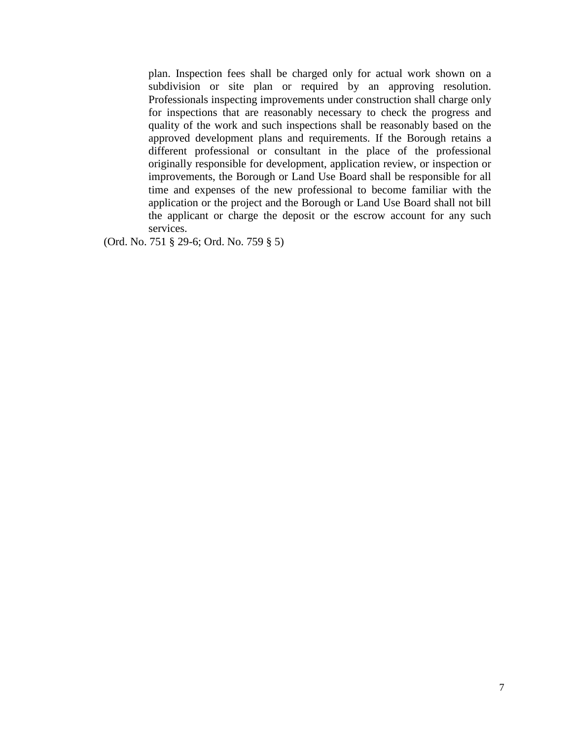plan. Inspection fees shall be charged only for actual work shown on a subdivision or site plan or required by an approving resolution. Professionals inspecting improvements under construction shall charge only for inspections that are reasonably necessary to check the progress and quality of the work and such inspections shall be reasonably based on the approved development plans and requirements. If the Borough retains a different professional or consultant in the place of the professional originally responsible for development, application review, or inspection or improvements, the Borough or Land Use Board shall be responsible for all time and expenses of the new professional to become familiar with the application or the project and the Borough or Land Use Board shall not bill the applicant or charge the deposit or the escrow account for any such services.

(Ord. No. 751 § 29-6; Ord. No. 759 § 5)